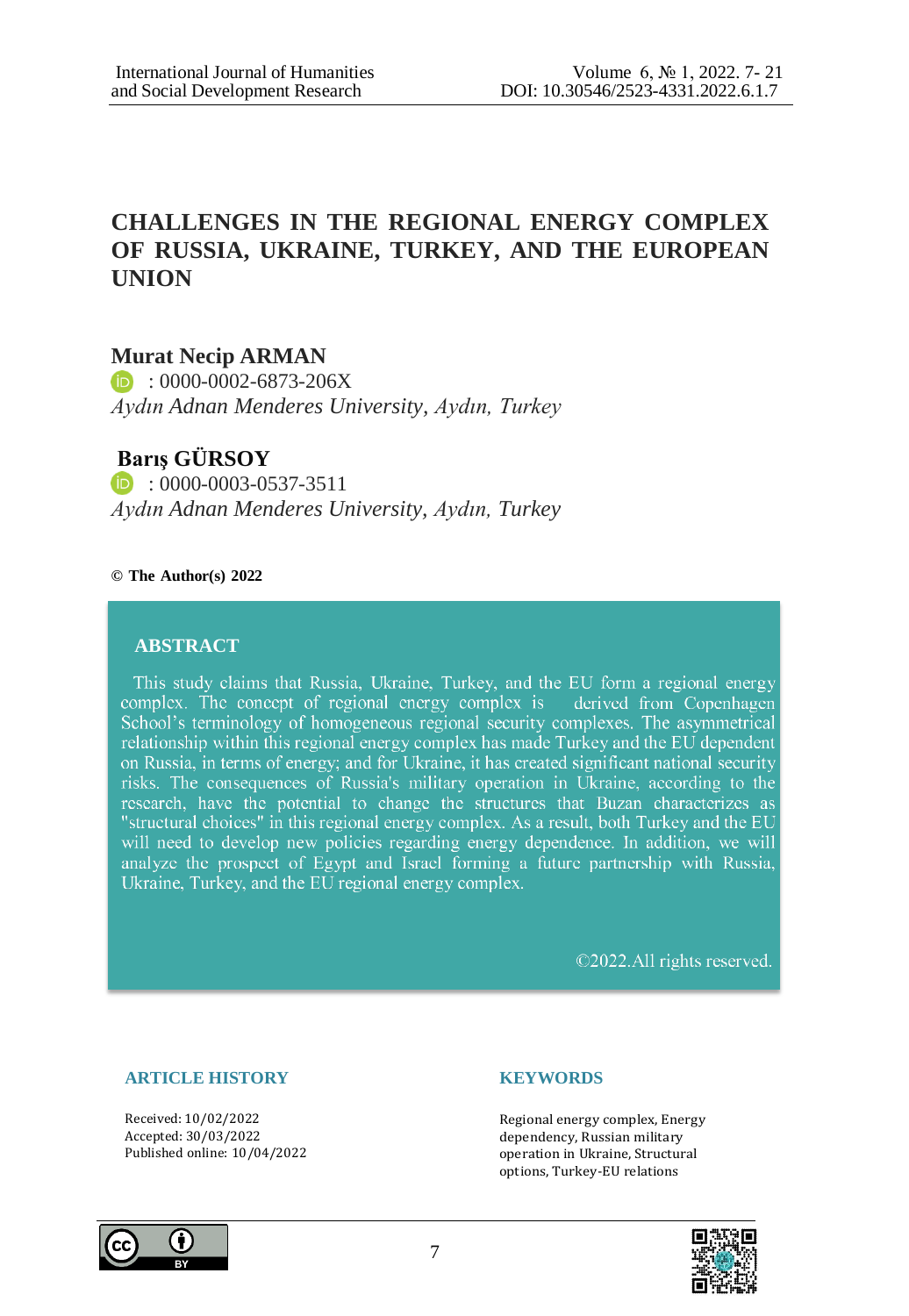# CHALLENGES IN THE REGIONAL ENERGY COMPLEX OF RUSSIA, UKRAINE, TURKEY, AND THE EUROPEAN UNION

**Murat Necip ARMAN**

: 0000-0002-6873-206X

*Aydın Adnan Menderes University, Aydın, Turkey*

**Barış GÜRSOY**

: 0000-0003-0537-3511

*Aydın Adnan Menderes University, Aydın, Turkey*

**© The Author(s) 2022**

## ABSTRACT

This study claims that Russia, Ukraine, Turkey, and the EU form a regional energy complex. The concept of regional energy complex is derived from Copenhagen School's terminology of homogeneous regional security complexes. The asymmetrical relationship within this regional energy complex has made Turkey and the EU dependent on Russia, in terms of energy; and for Ukraine, it has created significant national security risks. The consequences of Russia's military operation in Ukraine, according to the research, have the potential to change the structures that Buzan characterizes as "structural choices" in this regional energy complex. As a result, both Turkey and the EU will need to develop new policies regarding energy dependence. In addition, we will analyze the prospect of Egypt and Israel forming a future partnership with Russia, Ukraine, Turkey, and the EU regional energy complex.

©2022.All rights reserved.

**ARTICLE HISTORY**

Received: 10/02/2022
Accepted: 30/03/2022
Published online: 10/04/2022

**KEYWORDS**

Regional energy complex, Energy dependency, Russian military operation in Ukraine, Structural options, Turkey-EU relations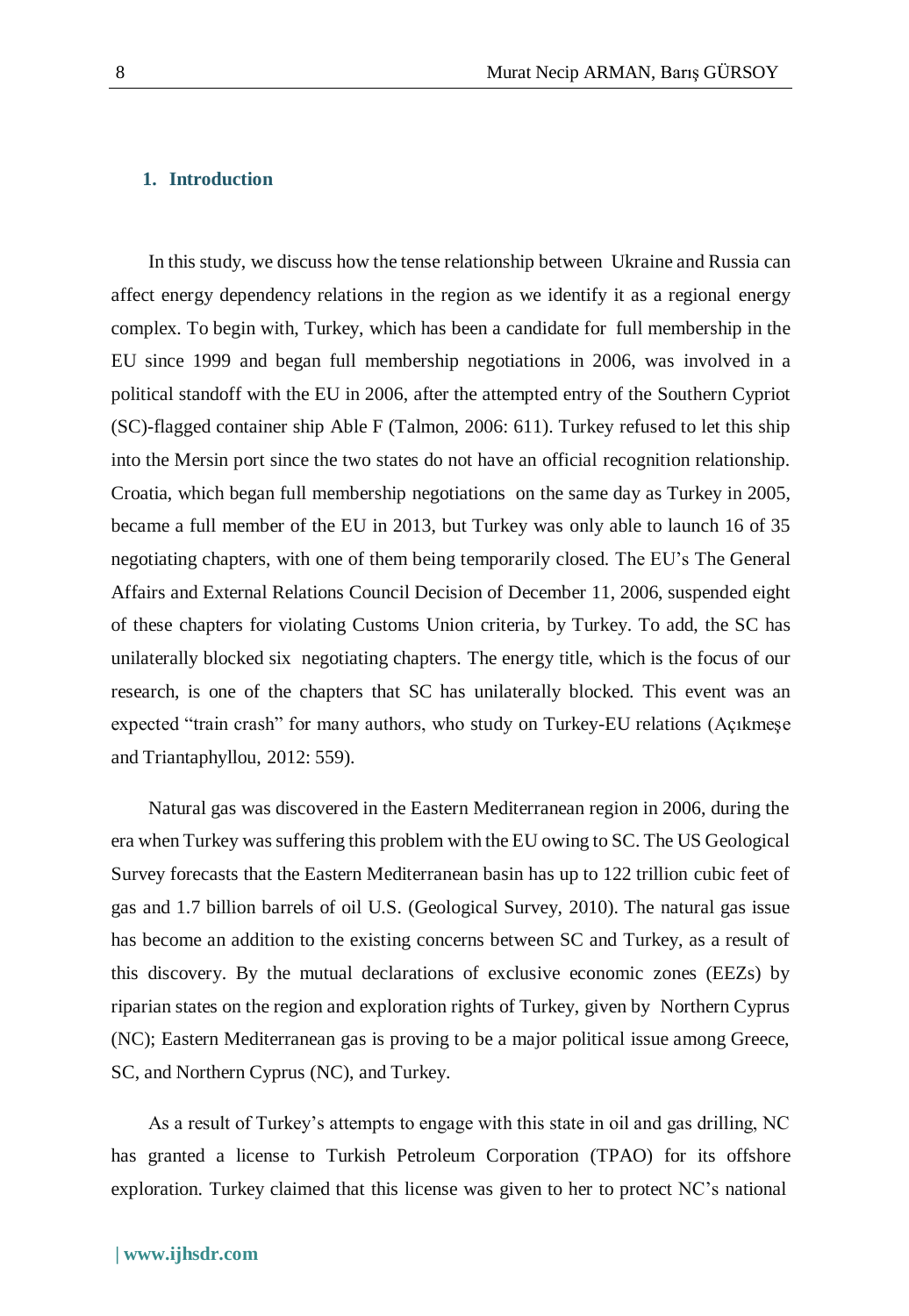## 1. Introduction

In this study, we discuss how the tense relationship between Ukraine and Russia can affect energy dependency relations in the region as we identify it as a regional energy complex. To begin with, Turkey, which has been a candidate for full membership in the EU since 1999 and began full membership negotiations in 2006, was involved in a political standoff with the EU in 2006, after the attempted entry of the Southern Cypriot (SC)-flagged container ship Able F (Talmon, 2006: 611). Turkey refused to let this ship into the Mersin port since the two states do not have an official recognition relationship. Croatia, which began full membership negotiations on the same day as Turkey in 2005, became a full member of the EU in 2013, but Turkey was only able to launch 16 of 35 negotiating chapters, with one of them being temporarily closed. The EU's The General Affairs and External Relations Council Decision of December 11, 2006, suspended eight of these chapters for violating Customs Union criteria, by Turkey. To add, the SC has unilaterally blocked six negotiating chapters. The energy title, which is the focus of our research, is one of the chapters that SC has unilaterally blocked. This event was an expected "train crash" for many authors, who study on Turkey-EU relations (Açıkmeşe and Triantaphyllou, 2012: 559).

Natural gas was discovered in the Eastern Mediterranean region in 2006, during the era when Turkey was suffering this problem with the EU owing to SC. The US Geological Survey forecasts that the Eastern Mediterranean basin has up to 122 trillion cubic feet of gas and 1.7 billion barrels of oil U.S. (Geological Survey, 2010). The natural gas issue has become an addition to the existing concerns between SC and Turkey, as a result of this discovery. By the mutual declarations of exclusive economic zones (EEZs) by riparian states on the region and exploration rights of Turkey, given by Northern Cyprus (NC); Eastern Mediterranean gas is proving to be a major political issue among Greece, SC, and Northern Cyprus (NC), and Turkey.

As a result of Turkey's attempts to engage with this state in oil and gas drilling, NC has granted a license to Turkish Petroleum Corporation (TPAO) for its offshore exploration. Turkey claimed that this license was given to her to protect NC's national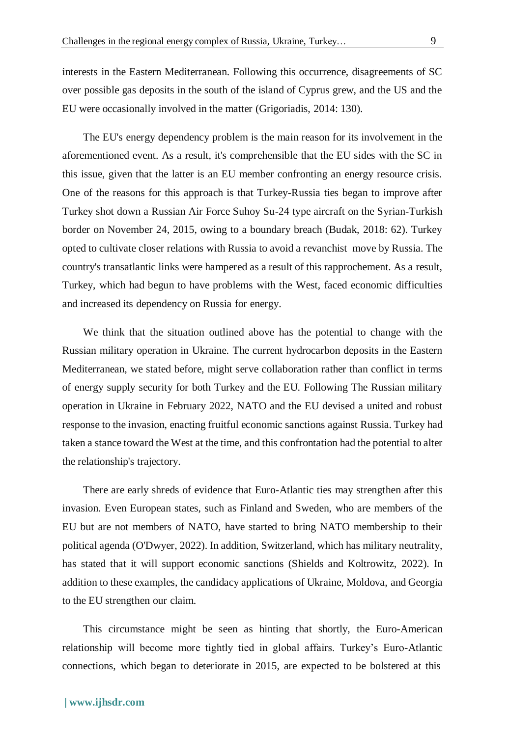interests in the Eastern Mediterranean. Following this occurrence, disagreements of SC over possible gas deposits in the south of the island of Cyprus grew, and the US and the EU were occasionally involved in the matter (Grigoriadis, 2014: 130).

The EU's energy dependency problem is the main reason for its involvement in the aforementioned event. As a result, it's comprehensible that the EU sides with the SC in this issue, given that the latter is an EU member confronting an energy resource crisis. One of the reasons for this approach is that Turkey-Russia ties began to improve after Turkey shot down a Russian Air Force Suhoy Su-24 type aircraft on the Syrian-Turkish border on November 24, 2015, owing to a boundary breach (Budak, 2018: 62). Turkey opted to cultivate closer relations with Russia to avoid a revanchist move by Russia. The country's transatlantic links were hampered as a result of this rapprochement. As a result, Turkey, which had begun to have problems with the West, faced economic difficulties and increased its dependency on Russia for energy.

We think that the situation outlined above has the potential to change with the Russian military operation in Ukraine. The current hydrocarbon deposits in the Eastern Mediterranean, we stated before, might serve collaboration rather than conflict in terms of energy supply security for both Turkey and the EU. Following The Russian military operation in Ukraine in February 2022, NATO and the EU devised a united and robust response to the invasion, enacting fruitful economic sanctions against Russia. Turkey had taken a stance toward the West at the time, and this confrontation had the potential to alter the relationship's trajectory.

There are early shreds of evidence that Euro-Atlantic ties may strengthen after this invasion. Even European states, such as Finland and Sweden, who are members of the EU but are not members of NATO, have started to bring NATO membership to their political agenda (O'Dwyer, 2022). In addition, Switzerland, which has military neutrality, has stated that it will support economic sanctions (Shields and Koltrowitz, 2022). In addition to these examples, the candidacy applications of Ukraine, Moldova, and Georgia to the EU strengthen our claim.

This circumstance might be seen as hinting that shortly, the Euro-American relationship will become more tightly tied in global affairs. Turkey's Euro-Atlantic connections, which began to deteriorate in 2015, are expected to be bolstered at this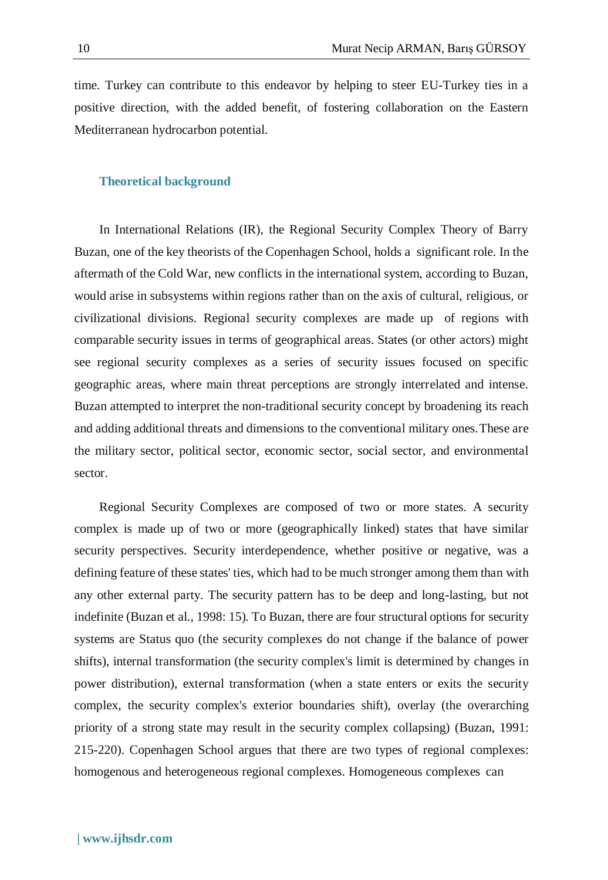time. Turkey can contribute to this endeavor by helping to steer EU-Turkey ties in a positive direction, with the added benefit, of fostering collaboration on the Eastern Mediterranean hydrocarbon potential.

## Theoretical background

In International Relations (IR), the Regional Security Complex Theory of Barry Buzan, one of the key theorists of the Copenhagen School, holds a significant role. In the aftermath of the Cold War, new conflicts in the international system, according to Buzan, would arise in subsystems within regions rather than on the axis of cultural, religious, or civilizational divisions. Regional security complexes are made up of regions with comparable security issues in terms of geographical areas. States (or other actors) might see regional security complexes as a series of security issues focused on specific geographic areas, where main threat perceptions are strongly interrelated and intense. Buzan attempted to interpret the non-traditional security concept by broadening its reach and adding additional threats and dimensions to the conventional military ones.These are the military sector, political sector, economic sector, social sector, and environmental sector.

Regional Security Complexes are composed of two or more states. A security complex is made up of two or more (geographically linked) states that have similar security perspectives. Security interdependence, whether positive or negative, was a defining feature of these states' ties, which had to be much stronger among them than with any other external party. The security pattern has to be deep and long-lasting, but not indefinite (Buzan et al., 1998: 15). To Buzan, there are four structural options for security systems are Status quo (the security complexes do not change if the balance of power shifts), internal transformation (the security complex's limit is determined by changes in power distribution), external transformation (when a state enters or exits the security complex, the security complex's exterior boundaries shift), overlay (the overarching priority of a strong state may result in the security complex collapsing) (Buzan, 1991: 215-220). Copenhagen School argues that there are two types of regional complexes: homogenous and heterogeneous regional complexes. Homogeneous complexes can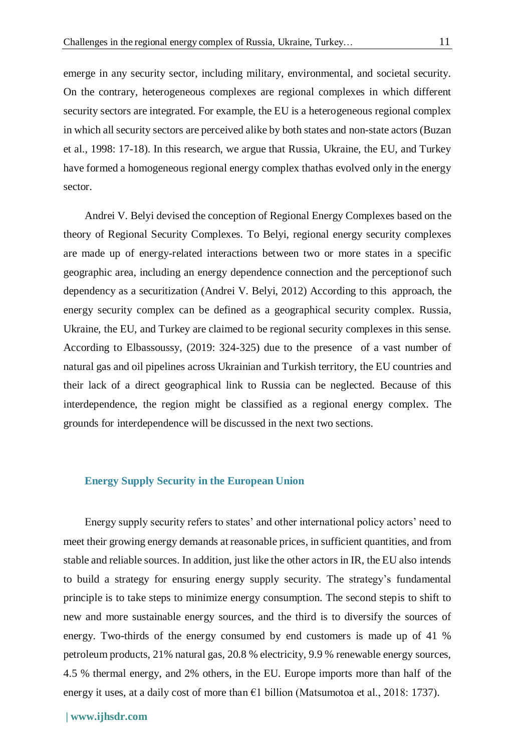emerge in any security sector, including military, environmental, and societal security. On the contrary, heterogeneous complexes are regional complexes in which different security sectors are integrated. For example, the EU is a heterogeneous regional complex in which all security sectors are perceived alike by both states and non-state actors (Buzan et al., 1998: 17-18). In this research, we argue that Russia, Ukraine, the EU, and Turkey have formed a homogeneous regional energy complex thathas evolved only in the energy sector.

Andrei V. Belyi devised the conception of Regional Energy Complexes based on the theory of Regional Security Complexes. To Belyi, regional energy security complexes are made up of energy-related interactions between two or more states in a specific geographic area, including an energy dependence connection and the perceptionof such dependency as a securitization (Andrei V. Belyi, 2012) According to this approach, the energy security complex can be defined as a geographical security complex. Russia, Ukraine, the EU, and Turkey are claimed to be regional security complexes in this sense. According to Elbassoussy, (2019: 324-325) due to the presence of a vast number of natural gas and oil pipelines across Ukrainian and Turkish territory, the EU countries and their lack of a direct geographical link to Russia can be neglected. Because of this interdependence, the region might be classified as a regional energy complex. The grounds for interdependence will be discussed in the next two sections.

## Energy Supply Security in the European Union

Energy supply security refers to states' and other international policy actors' need to meet their growing energy demands at reasonable prices, in sufficient quantities, and from stable and reliable sources. In addition, just like the other actors in IR, the EU also intends to build a strategy for ensuring energy supply security. The strategy's fundamental principle is to take steps to minimize energy consumption. The second stepis to shift to new and more sustainable energy sources, and the third is to diversify the sources of energy. Two-thirds of the energy consumed by end customers is made up of 41 % petroleum products, 21% natural gas, 20.8 % electricity, 9.9 % renewable energy sources, 4.5 % thermal energy, and 2% others, in the EU. Europe imports more than half of the energy it uses, at a daily cost of more than €1 billion (Matsumotoa et al., 2018: 1737).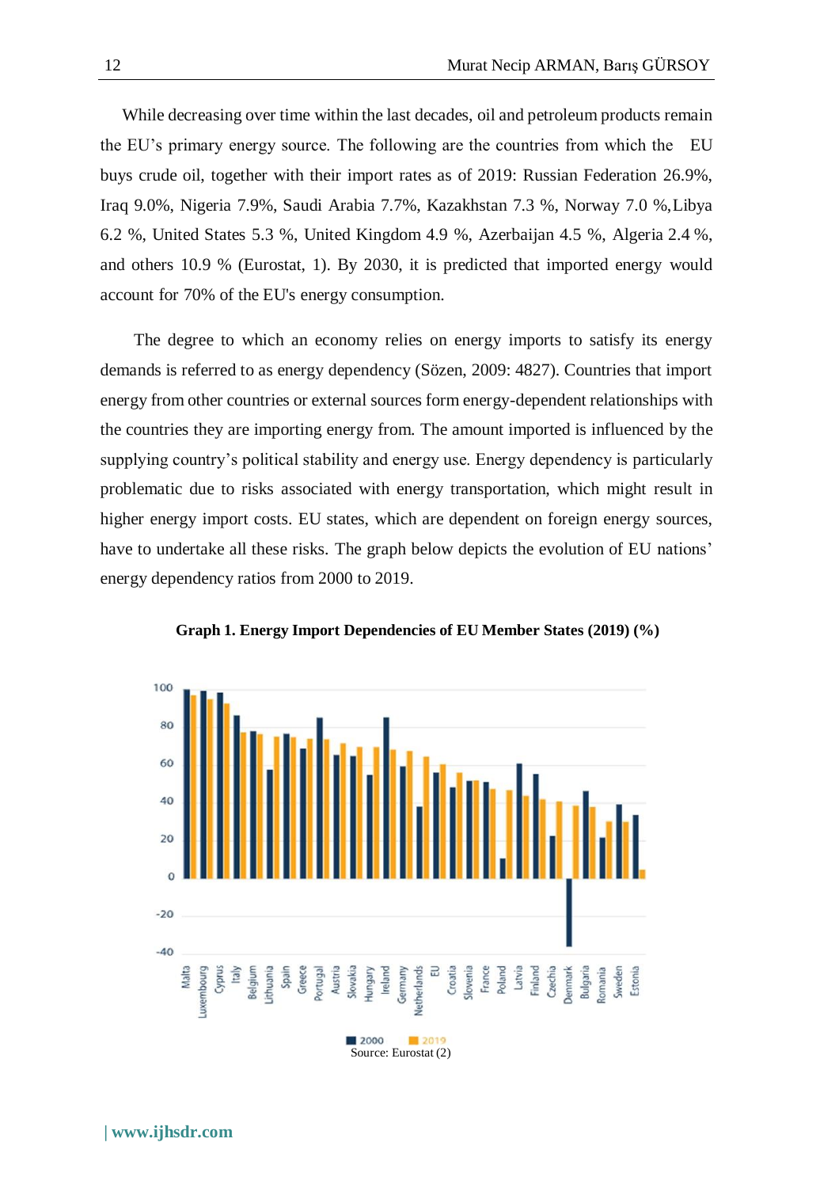While decreasing over time within the last decades, oil and petroleum products remain the EU's primary energy source. The following are the countries from which the EU buys crude oil, together with their import rates as of 2019: Russian Federation 26.9%, Iraq 9.0%, Nigeria 7.9%, Saudi Arabia 7.7%, Kazakhstan 7.3 %, Norway 7.0 %, Libya 6.2 %, United States 5.3 %, United Kingdom 4.9 %, Azerbaijan 4.5 %, Algeria 2.4 %, and others 10.9 % (Eurostat, 1). By 2030, it is predicted that imported energy would account for 70% of the EU's energy consumption.

The degree to which an economy relies on energy imports to satisfy its energy demands is referred to as energy dependency (Sözen, 2009: 4827). Countries that import energy from other countries or external sources form energy-dependent relationships with the countries they are importing energy from. The amount imported is influenced by the supplying country's political stability and energy use. Energy dependency is particularly problematic due to risks associated with energy transportation, which might result in higher energy import costs. EU states, which are dependent on foreign energy sources, have to undertake all these risks. The graph below depicts the evolution of EU nations' energy dependency ratios from 2000 to 2019.

**Graph 1. Energy Import Dependencies of EU Member States (2019) (%)**

Source: Eurostat (2)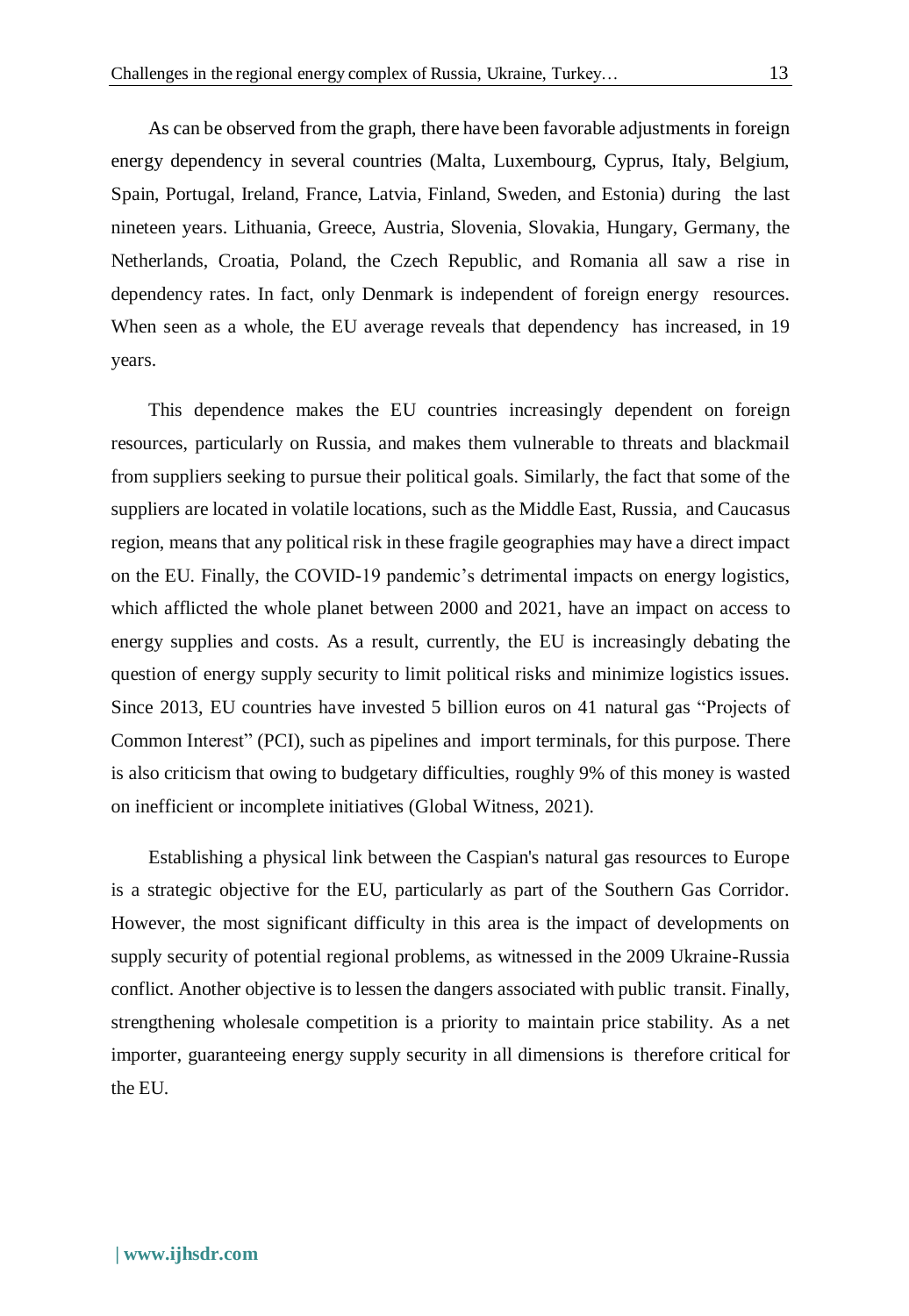As can be observed from the graph, there have been favorable adjustments in foreign energy dependency in several countries (Malta, Luxembourg, Cyprus, Italy, Belgium, Spain, Portugal, Ireland, France, Latvia, Finland, Sweden, and Estonia) during the last nineteen years. Lithuania, Greece, Austria, Slovenia, Slovakia, Hungary, Germany, the Netherlands, Croatia, Poland, the Czech Republic, and Romania all saw a rise in dependency rates. In fact, only Denmark is independent of foreign energy resources. When seen as a whole, the EU average reveals that dependency has increased, in 19 years.

This dependence makes the EU countries increasingly dependent on foreign resources, particularly on Russia, and makes them vulnerable to threats and blackmail from suppliers seeking to pursue their political goals. Similarly, the fact that some of the suppliers are located in volatile locations, such as the Middle East, Russia, and Caucasus region, means that any political risk in these fragile geographies may have a direct impact on the EU. Finally, the COVID-19 pandemic's detrimental impacts on energy logistics, which afflicted the whole planet between 2000 and 2021, have an impact on access to energy supplies and costs. As a result, currently, the EU is increasingly debating the question of energy supply security to limit political risks and minimize logistics issues. Since 2013, EU countries have invested 5 billion euros on 41 natural gas "Projects of Common Interest" (PCI), such as pipelines and import terminals, for this purpose. There is also criticism that owing to budgetary difficulties, roughly 9% of this money is wasted on inefficient or incomplete initiatives (Global Witness, 2021).

Establishing a physical link between the Caspian's natural gas resources to Europe is a strategic objective for the EU, particularly as part of the Southern Gas Corridor. However, the most significant difficulty in this area is the impact of developments on supply security of potential regional problems, as witnessed in the 2009 Ukraine-Russia conflict. Another objective is to lessen the dangers associated with public transit. Finally, strengthening wholesale competition is a priority to maintain price stability. As a net importer, guaranteeing energy supply security in all dimensions is therefore critical for the EU.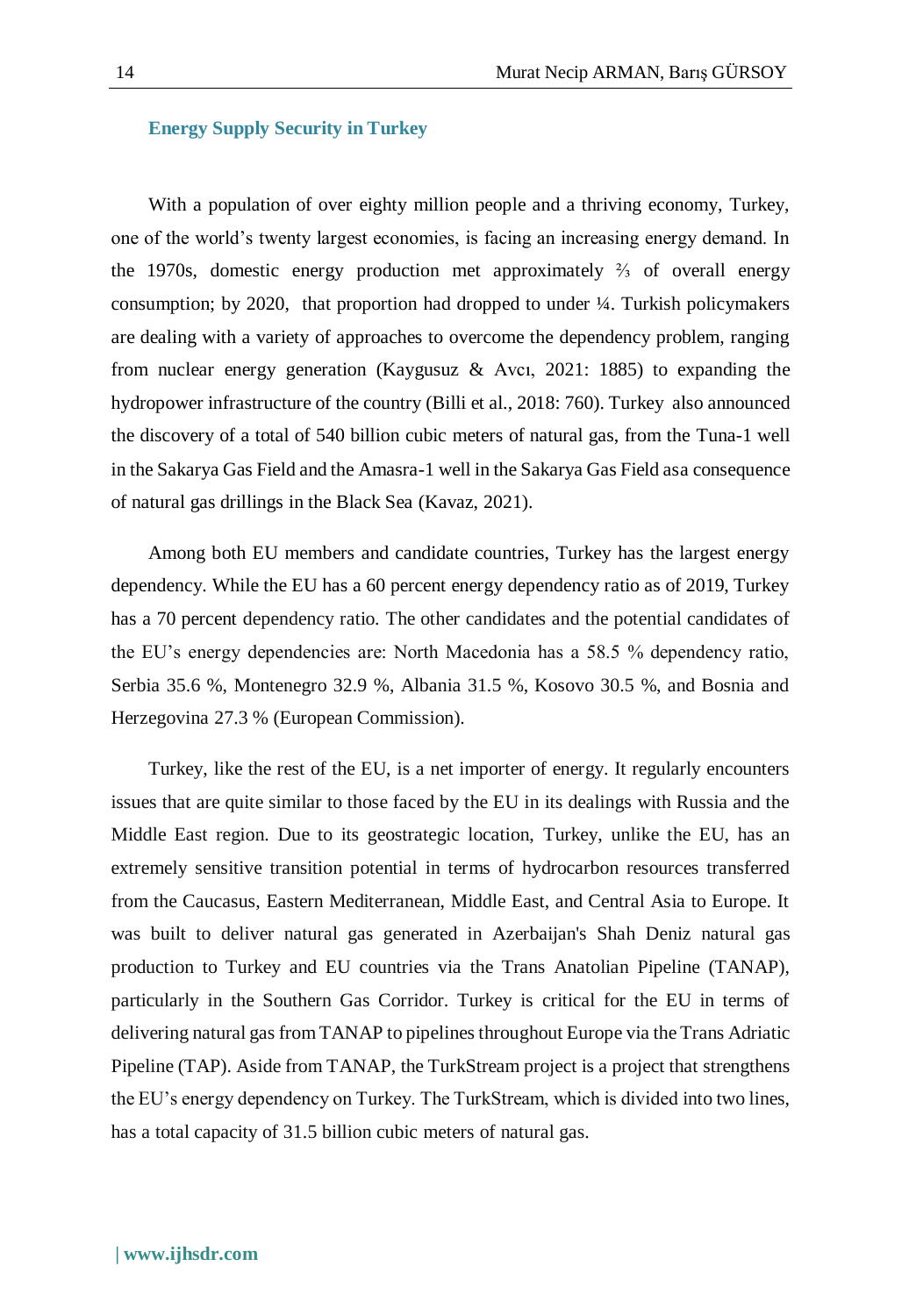## Energy Supply Security in Turkey

With a population of over eighty million people and a thriving economy, Turkey, one of the world's twenty largest economies, is facing an increasing energy demand. In the 1970s, domestic energy production met approximately ⅔ of overall energy consumption; by 2020, that proportion had dropped to under ¼. Turkish policymakers are dealing with a variety of approaches to overcome the dependency problem, ranging from nuclear energy generation (Kaygusuz & Avcı, 2021: 1885) to expanding the hydropower infrastructure of the country (Billi et al., 2018: 760). Turkey also announced the discovery of a total of 540 billion cubic meters of natural gas, from the Tuna-1 well in the Sakarya Gas Field and the Amasra-1 well in the Sakarya Gas Field asa consequence of natural gas drillings in the Black Sea (Kavaz, 2021).

Among both EU members and candidate countries, Turkey has the largest energy dependency. While the EU has a 60 percent energy dependency ratio as of 2019, Turkey has a 70 percent dependency ratio. The other candidates and the potential candidates of the EU's energy dependencies are: North Macedonia has a 58.5 % dependency ratio, Serbia 35.6 %, Montenegro 32.9 %, Albania 31.5 %, Kosovo 30.5 %, and Bosnia and Herzegovina 27.3 % (European Commission).

Turkey, like the rest of the EU, is a net importer of energy. It regularly encounters issues that are quite similar to those faced by the EU in its dealings with Russia and the Middle East region. Due to its geostrategic location, Turkey, unlike the EU, has an extremely sensitive transition potential in terms of hydrocarbon resources transferred from the Caucasus, Eastern Mediterranean, Middle East, and Central Asia to Europe. It was built to deliver natural gas generated in Azerbaijan's Shah Deniz natural gas production to Turkey and EU countries via the Trans Anatolian Pipeline (TANAP), particularly in the Southern Gas Corridor. Turkey is critical for the EU in terms of delivering natural gas from TANAP to pipelines throughout Europe via the Trans Adriatic Pipeline (TAP). Aside from TANAP, the TurkStream project is a project that strengthens the EU's energy dependency on Turkey. The TurkStream, which is divided into two lines, has a total capacity of 31.5 billion cubic meters of natural gas.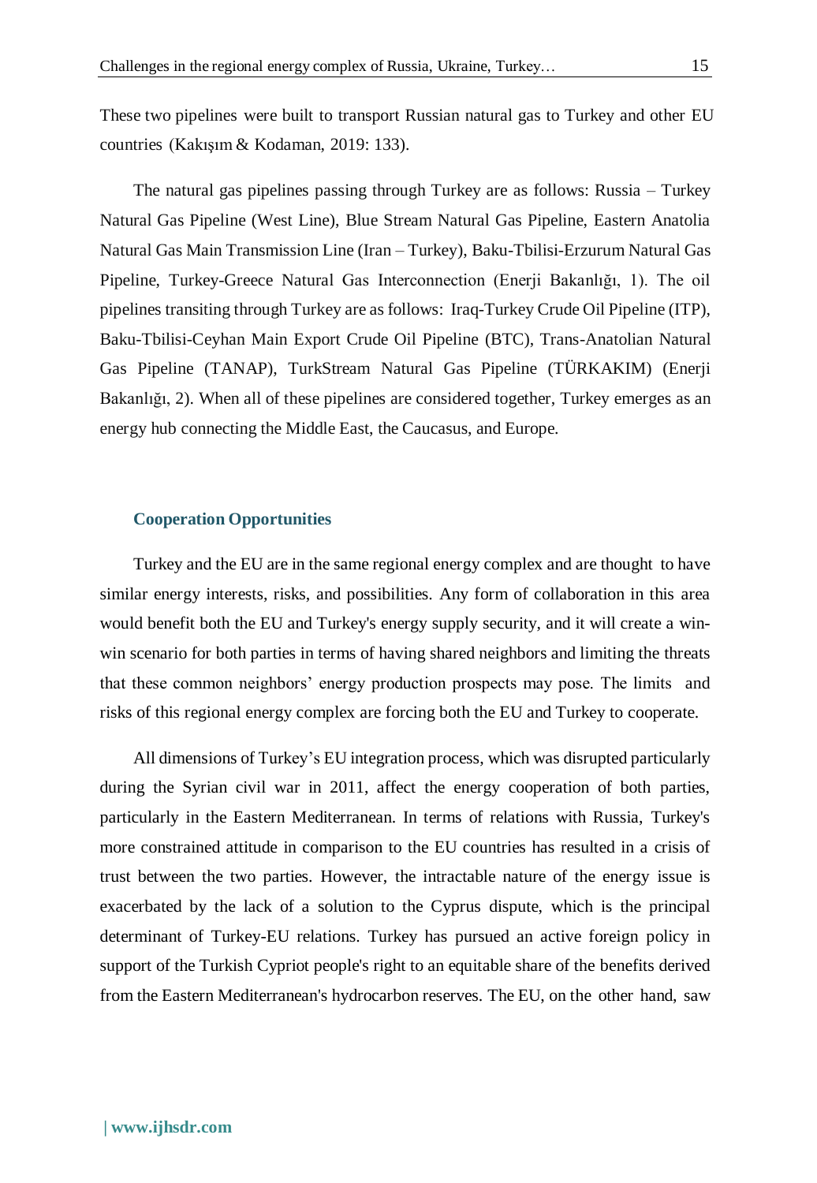These two pipelines were built to transport Russian natural gas to Turkey and other EU countries (Kakışım & Kodaman, 2019: 133).

The natural gas pipelines passing through Turkey are as follows: Russia – Turkey Natural Gas Pipeline (West Line), Blue Stream Natural Gas Pipeline, Eastern Anatolia Natural Gas Main Transmission Line (Iran – Turkey), Baku-Tbilisi-Erzurum Natural Gas Pipeline, Turkey-Greece Natural Gas Interconnection (Enerji Bakanlığı, 1). The oil pipelines transiting through Turkey are as follows: Iraq-Turkey Crude Oil Pipeline (ITP), Baku-Tbilisi-Ceyhan Main Export Crude Oil Pipeline (BTC), Trans-Anatolian Natural Gas Pipeline (TANAP), TurkStream Natural Gas Pipeline (TÜRKAKIM) (Enerji Bakanlığı, 2). When all of these pipelines are considered together, Turkey emerges as an energy hub connecting the Middle East, the Caucasus, and Europe.

## Cooperation Opportunities

Turkey and the EU are in the same regional energy complex and are thought to have similar energy interests, risks, and possibilities. Any form of collaboration in this area would benefit both the EU and Turkey's energy supply security, and it will create a win-win scenario for both parties in terms of having shared neighbors and limiting the threats that these common neighbors' energy production prospects may pose. The limits and risks of this regional energy complex are forcing both the EU and Turkey to cooperate.

All dimensions of Turkey's EU integration process, which was disrupted particularly during the Syrian civil war in 2011, affect the energy cooperation of both parties, particularly in the Eastern Mediterranean. In terms of relations with Russia, Turkey's more constrained attitude in comparison to the EU countries has resulted in a crisis of trust between the two parties. However, the intractable nature of the energy issue is exacerbated by the lack of a solution to the Cyprus dispute, which is the principal determinant of Turkey-EU relations. Turkey has pursued an active foreign policy in support of the Turkish Cypriot people's right to an equitable share of the benefits derived from the Eastern Mediterranean's hydrocarbon reserves. The EU, on the other hand, saw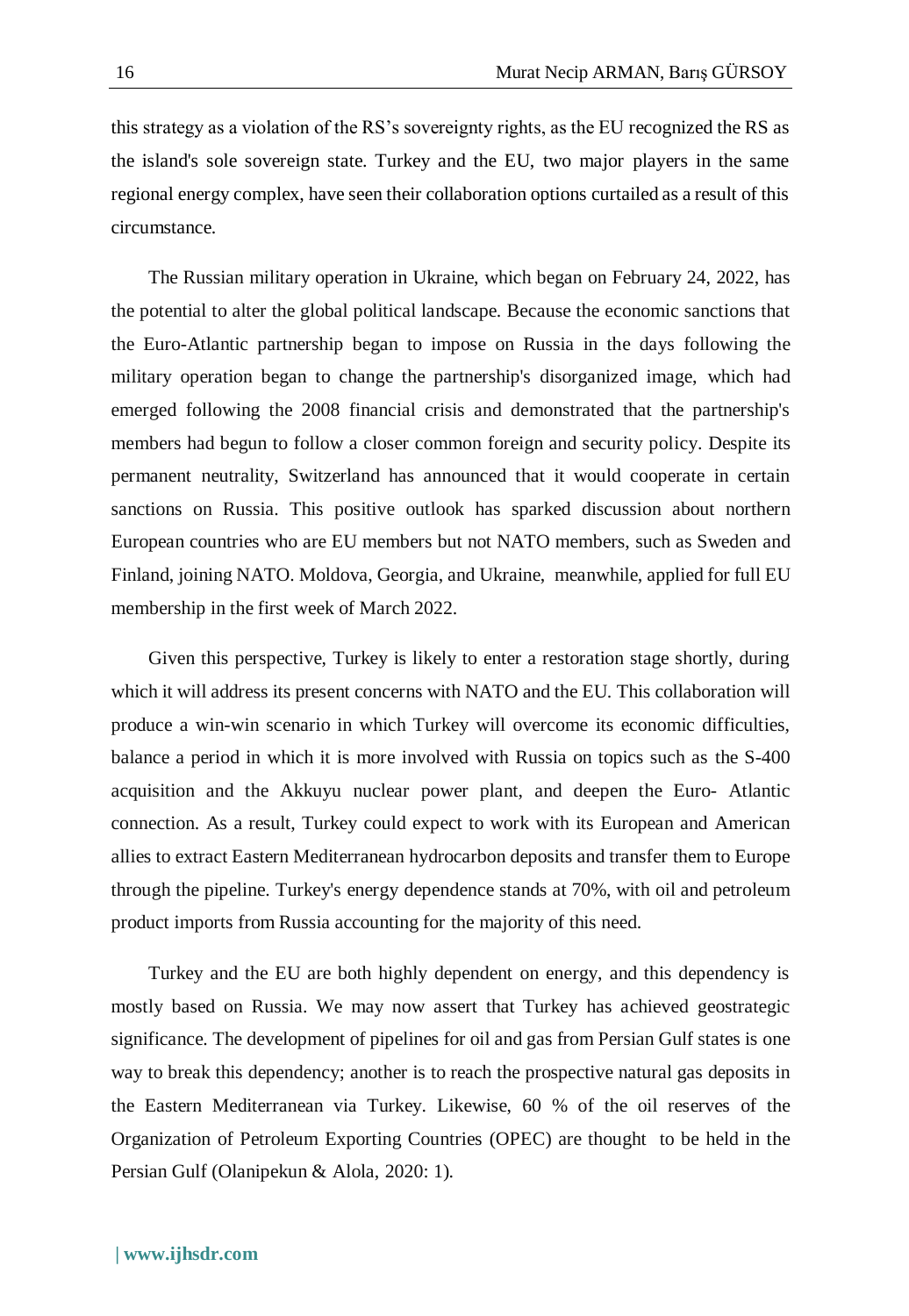this strategy as a violation of the RS's sovereignty rights, as the EU recognized the RS as the island's sole sovereign state. Turkey and the EU, two major players in the same regional energy complex, have seen their collaboration options curtailed as a result of this circumstance.

The Russian military operation in Ukraine, which began on February 24, 2022, has the potential to alter the global political landscape. Because the economic sanctions that the Euro-Atlantic partnership began to impose on Russia in the days following the military operation began to change the partnership's disorganized image, which had emerged following the 2008 financial crisis and demonstrated that the partnership's members had begun to follow a closer common foreign and security policy. Despite its permanent neutrality, Switzerland has announced that it would cooperate in certain sanctions on Russia. This positive outlook has sparked discussion about northern European countries who are EU members but not NATO members, such as Sweden and Finland, joining NATO. Moldova, Georgia, and Ukraine, meanwhile, applied for full EU membership in the first week of March 2022.

Given this perspective, Turkey is likely to enter a restoration stage shortly, during which it will address its present concerns with NATO and the EU. This collaboration will produce a win-win scenario in which Turkey will overcome its economic difficulties, balance a period in which it is more involved with Russia on topics such as the S-400 acquisition and the Akkuyu nuclear power plant, and deepen the Euro- Atlantic connection. As a result, Turkey could expect to work with its European and American allies to extract Eastern Mediterranean hydrocarbon deposits and transfer them to Europe through the pipeline. Turkey's energy dependence stands at 70%, with oil and petroleum product imports from Russia accounting for the majority of this need.

Turkey and the EU are both highly dependent on energy, and this dependency is mostly based on Russia. We may now assert that Turkey has achieved geostrategic significance. The development of pipelines for oil and gas from Persian Gulf states is one way to break this dependency; another is to reach the prospective natural gas deposits in the Eastern Mediterranean via Turkey. Likewise, 60 % of the oil reserves of the Organization of Petroleum Exporting Countries (OPEC) are thought to be held in the Persian Gulf (Olanipekun & Alola, 2020: 1).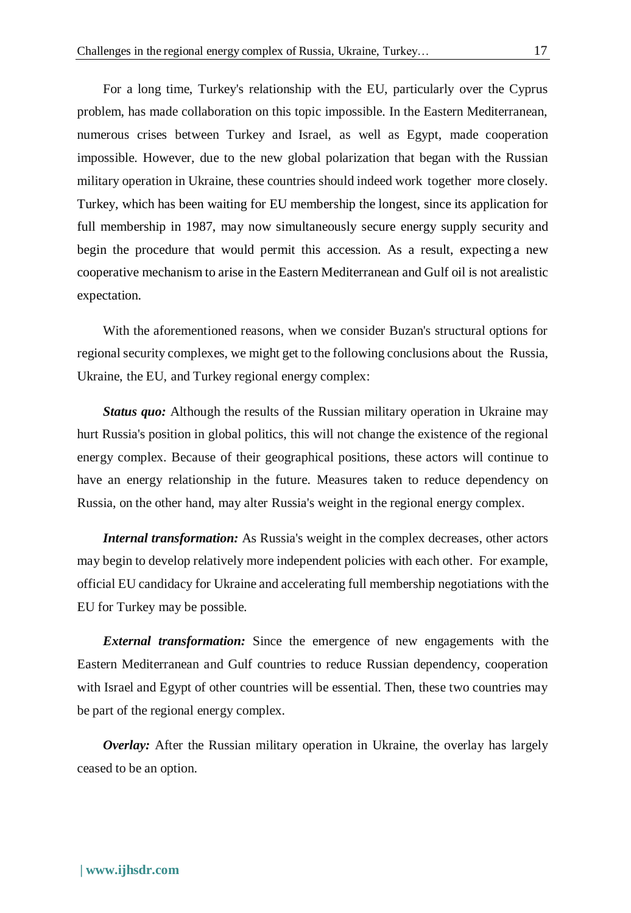For a long time, Turkey's relationship with the EU, particularly over the Cyprus problem, has made collaboration on this topic impossible. In the Eastern Mediterranean, numerous crises between Turkey and Israel, as well as Egypt, made cooperation impossible. However, due to the new global polarization that began with the Russian military operation in Ukraine, these countries should indeed work together more closely. Turkey, which has been waiting for EU membership the longest, since its application for full membership in 1987, may now simultaneously secure energy supply security and begin the procedure that would permit this accession. As a result, expecting a new cooperative mechanism to arise in the Eastern Mediterranean and Gulf oil is not arealistic expectation.

With the aforementioned reasons, when we consider Buzan's structural options for regional security complexes, we might get to the following conclusions about the Russia, Ukraine, the EU, and Turkey regional energy complex:

***Status quo:*** Although the results of the Russian military operation in Ukraine may hurt Russia's position in global politics, this will not change the existence of the regional energy complex. Because of their geographical positions, these actors will continue to have an energy relationship in the future. Measures taken to reduce dependency on Russia, on the other hand, may alter Russia's weight in the regional energy complex.

***Internal transformation:*** As Russia's weight in the complex decreases, other actors may begin to develop relatively more independent policies with each other. For example, official EU candidacy for Ukraine and accelerating full membership negotiations with the EU for Turkey may be possible.

***External transformation:*** Since the emergence of new engagements with the Eastern Mediterranean and Gulf countries to reduce Russian dependency, cooperation with Israel and Egypt of other countries will be essential. Then, these two countries may be part of the regional energy complex.

***Overlay:*** After the Russian military operation in Ukraine, the overlay has largely ceased to be an option.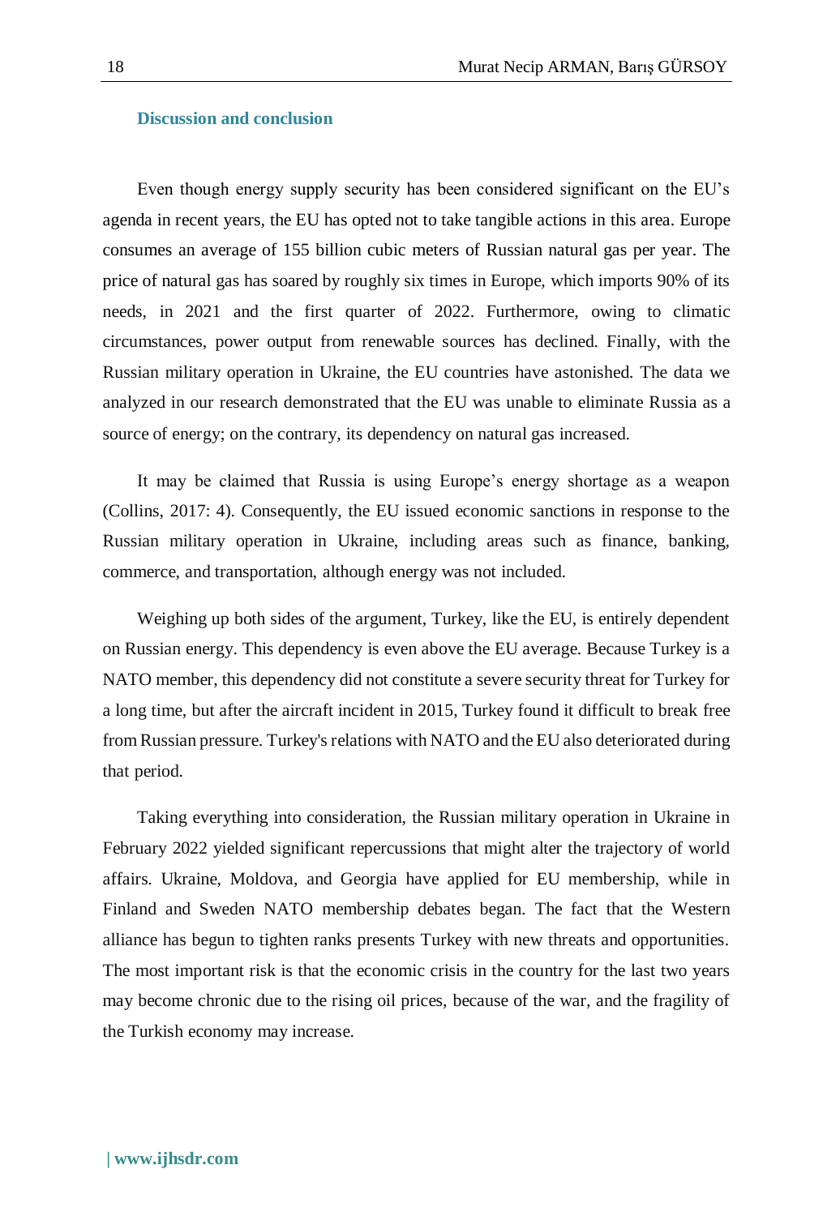## Discussion and conclusion

Even though energy supply security has been considered significant on the EU's agenda in recent years, the EU has opted not to take tangible actions in this area. Europe consumes an average of 155 billion cubic meters of Russian natural gas per year. The price of natural gas has soared by roughly six times in Europe, which imports 90% of its needs, in 2021 and the first quarter of 2022. Furthermore, owing to climatic circumstances, power output from renewable sources has declined. Finally, with the Russian military operation in Ukraine, the EU countries have astonished. The data we analyzed in our research demonstrated that the EU was unable to eliminate Russia as a source of energy; on the contrary, its dependency on natural gas increased.

It may be claimed that Russia is using Europe's energy shortage as a weapon (Collins, 2017: 4). Consequently, the EU issued economic sanctions in response to the Russian military operation in Ukraine, including areas such as finance, banking, commerce, and transportation, although energy was not included.

Weighing up both sides of the argument, Turkey, like the EU, is entirely dependent on Russian energy. This dependency is even above the EU average. Because Turkey is a NATO member, this dependency did not constitute a severe security threat for Turkey for a long time, but after the aircraft incident in 2015, Turkey found it difficult to break free from Russian pressure. Turkey's relations with NATO and the EU also deteriorated during that period.

Taking everything into consideration, the Russian military operation in Ukraine in February 2022 yielded significant repercussions that might alter the trajectory of world affairs. Ukraine, Moldova, and Georgia have applied for EU membership, while in Finland and Sweden NATO membership debates began. The fact that the Western alliance has begun to tighten ranks presents Turkey with new threats and opportunities. The most important risk is that the economic crisis in the country for the last two years may become chronic due to the rising oil prices, because of the war, and the fragility of the Turkish economy may increase.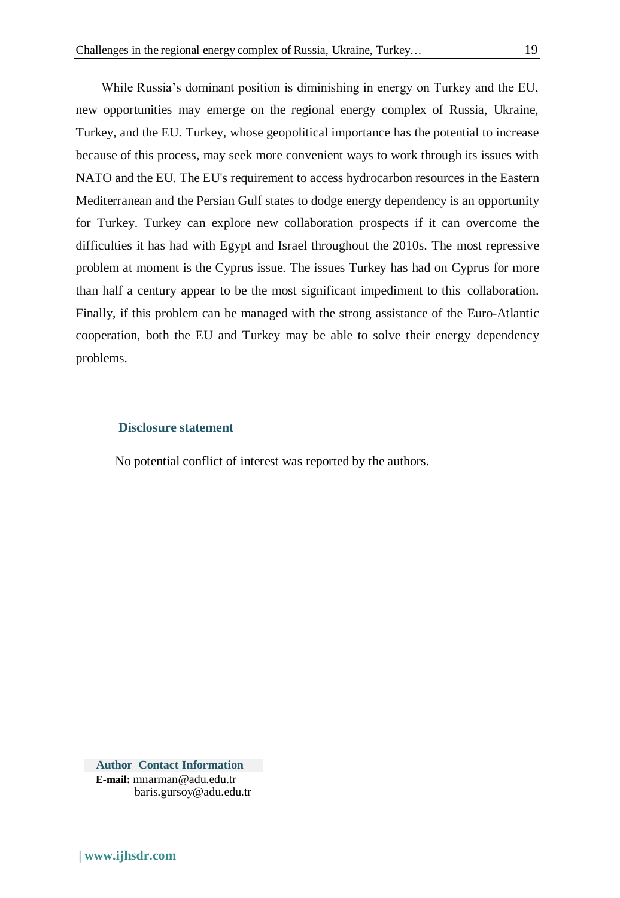While Russia's dominant position is diminishing in energy on Turkey and the EU, new opportunities may emerge on the regional energy complex of Russia, Ukraine, Turkey, and the EU. Turkey, whose geopolitical importance has the potential to increase because of this process, may seek more convenient ways to work through its issues with NATO and the EU. The EU's requirement to access hydrocarbon resources in the Eastern Mediterranean and the Persian Gulf states to dodge energy dependency is an opportunity for Turkey. Turkey can explore new collaboration prospects if it can overcome the difficulties it has had with Egypt and Israel throughout the 2010s. The most repressive problem at moment is the Cyprus issue. The issues Turkey has had on Cyprus for more than half a century appear to be the most significant impediment to this collaboration. Finally, if this problem can be managed with the strong assistance of the Euro-Atlantic cooperation, both the EU and Turkey may be able to solve their energy dependency problems.

## Disclosure statement

No potential conflict of interest was reported by the authors.

**Author Contact Information**

**E-mail:** mnarman@adu.edu.tr
baris.gursoy@adu.edu.tr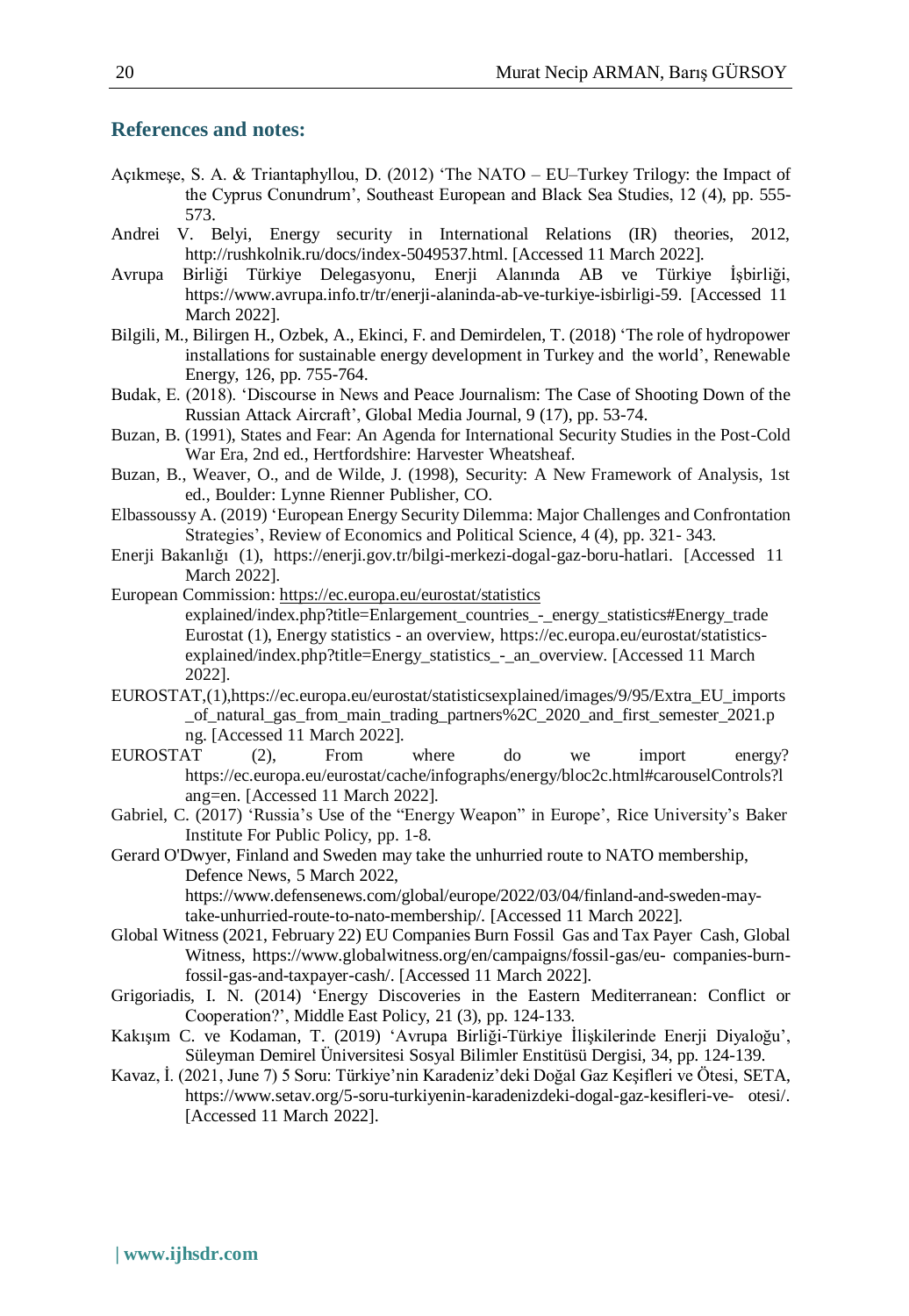## References and notes:

Açıkmeşe, S. A. & Triantaphyllou, D. (2012) 'The NATO – EU–Turkey Trilogy: the Impact of the Cyprus Conundrum', Southeast European and Black Sea Studies, 12 (4), pp. 555-573.

Andrei V. Belyi, Energy security in International Relations (IR) theories, 2012, http://rushkolnik.ru/docs/index-5049537.html. [Accessed 11 March 2022].

Avrupa Birliği Türkiye Delegasyonu, Enerji Alanında AB ve Türkiye İşbirliği, https://www.avrupa.info.tr/tr/enerji-alaninda-ab-ve-turkiye-isbirligi-59. [Accessed 11 March 2022].

Bilgili, M., Bilirgen H., Ozbek, A., Ekinci, F. and Demirdelen, T. (2018) 'The role of hydropower installations for sustainable energy development in Turkey and the world', Renewable Energy, 126, pp. 755-764.

Budak, E. (2018). 'Discourse in News and Peace Journalism: The Case of Shooting Down of the Russian Attack Aircraft', Global Media Journal, 9 (17), pp. 53-74.

Buzan, B. (1991), States and Fear: An Agenda for International Security Studies in the Post-Cold War Era, 2nd ed., Hertfordshire: Harvester Wheatsheaf.

Buzan, B., Weaver, O., and de Wilde, J. (1998), Security: A New Framework of Analysis, 1st ed., Boulder: Lynne Rienner Publisher, CO.

Elbassoussy A. (2019) 'European Energy Security Dilemma: Major Challenges and Confrontation Strategies', Review of Economics and Political Science, 4 (4), pp. 321- 343.

Enerji Bakanlığı (1), https://enerji.gov.tr/bilgi-merkezi-dogal-gaz-boru-hatlari. [Accessed 11 March 2022].

European Commission: https://ec.europa.eu/eurostat/statistics explained/index.php?title=Enlargement_countries_-_energy_statistics#Energy_trade Eurostat (1), Energy statistics - an overview, https://ec.europa.eu/eurostat/statistics-explained/index.php?title=Energy_statistics_-_an_overview. [Accessed 11 March 2022].

EUROSTAT,(1),https://ec.europa.eu/eurostat/statisticsexplained/images/9/95/Extra_EU_imports_of_natural_gas_from_main_trading_partners%2C_2020_and_first_semester_2021.png. [Accessed 11 March 2022].

EUROSTAT (2), From where do we import energy? https://ec.europa.eu/eurostat/cache/infographs/energy/bloc2c.html#carouselControls?lang=en. [Accessed 11 March 2022].

Gabriel, C. (2017) 'Russia's Use of the "Energy Weapon" in Europe', Rice University's Baker Institute For Public Policy, pp. 1-8.

Gerard O'Dwyer, Finland and Sweden may take the unhurried route to NATO membership, Defence News, 5 March 2022, https://www.defensenews.com/global/europe/2022/03/04/finland-and-sweden-may-take-unhurried-route-to-nato-membership/. [Accessed 11 March 2022].

Global Witness (2021, February 22) EU Companies Burn Fossil Gas and Tax Payer Cash, Global Witness, https://www.globalwitness.org/en/campaigns/fossil-gas/eu- companies-burn-fossil-gas-and-taxpayer-cash/. [Accessed 11 March 2022].

Grigoriadis, I. N. (2014) 'Energy Discoveries in the Eastern Mediterranean: Conflict or Cooperation?', Middle East Policy, 21 (3), pp. 124-133.

Kakışım C. ve Kodaman, T. (2019) 'Avrupa Birliği-Türkiye İlişkilerinde Enerji Diyaloğu', Süleyman Demirel Üniversitesi Sosyal Bilimler Enstitüsü Dergisi, 34, pp. 124-139.

Kavaz, İ. (2021, June 7) 5 Soru: Türkiye'nin Karadeniz'deki Doğal Gaz Keşifleri ve Ötesi, SETA, https://www.setav.org/5-soru-turkiyenin-karadenizdeki-dogal-gaz-kesifleri-ve- otesi/. [Accessed 11 March 2022].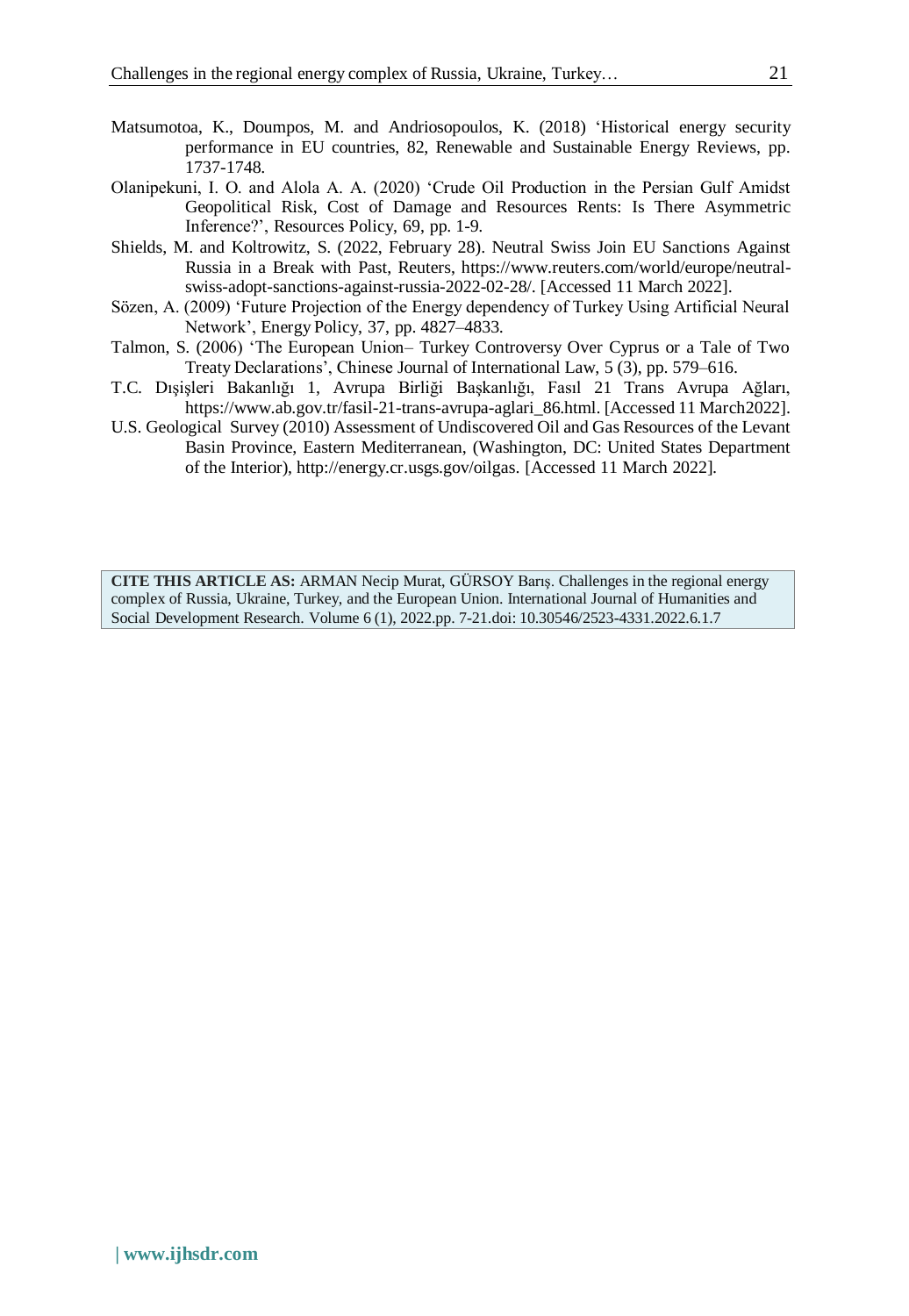Matsumotoa, K., Doumpos, M. and Andriosopoulos, K. (2018) 'Historical energy security performance in EU countries, 82, Renewable and Sustainable Energy Reviews, pp. 1737-1748.

Olanipekuni, I. O. and Alola A. A. (2020) 'Crude Oil Production in the Persian Gulf Amidst Geopolitical Risk, Cost of Damage and Resources Rents: Is There Asymmetric Inference?', Resources Policy, 69, pp. 1-9.

Shields, M. and Koltrowitz, S. (2022, February 28). Neutral Swiss Join EU Sanctions Against Russia in a Break with Past, Reuters, https://www.reuters.com/world/europe/neutral-swiss-adopt-sanctions-against-russia-2022-02-28/. [Accessed 11 March 2022].

Sözen, A. (2009) 'Future Projection of the Energy dependency of Turkey Using Artificial Neural Network', Energy Policy, 37, pp. 4827–4833.

Talmon, S. (2006) 'The European Union– Turkey Controversy Over Cyprus or a Tale of Two Treaty Declarations', Chinese Journal of International Law, 5 (3), pp. 579–616.

T.C. Dışişleri Bakanlığı 1, Avrupa Birliği Başkanlığı, Fasıl 21 Trans Avrupa Ağları, https://www.ab.gov.tr/fasil-21-trans-avrupa-aglari_86.html. [Accessed 11 March2022].

U.S. Geological Survey (2010) Assessment of Undiscovered Oil and Gas Resources of the Levant Basin Province, Eastern Mediterranean, (Washington, DC: United States Department of the Interior), http://energy.cr.usgs.gov/oilgas. [Accessed 11 March 2022].

**CITE THIS ARTICLE AS:** ARMAN Necip Murat, GÜRSOY Barış. Challenges in the regional energy complex of Russia, Ukraine, Turkey, and the European Union. International Journal of Humanities and Social Development Research. Volume 6 (1), 2022.pp. 7-21.doi: 10.30546/2523-4331.2022.6.1.7